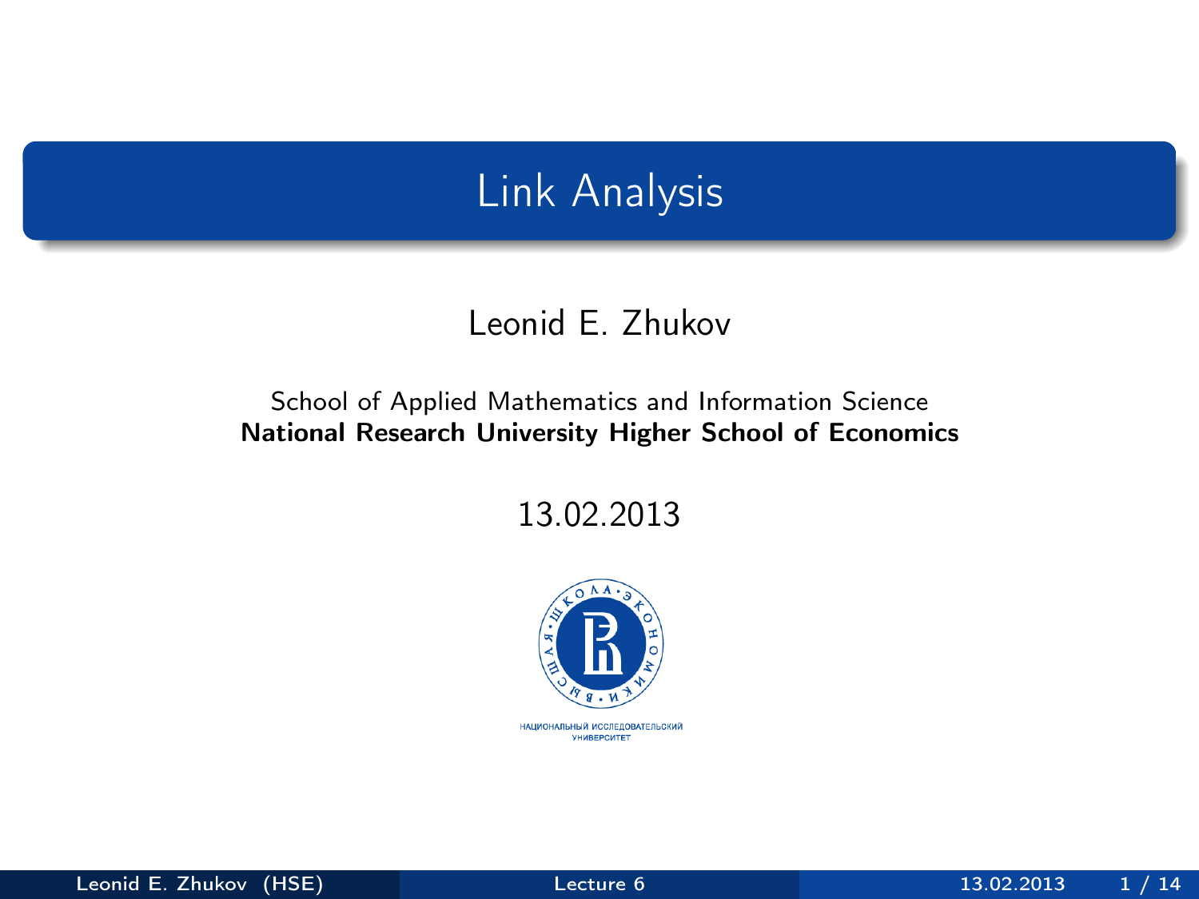# Link Analysis

Leonid E. Zhukov

School of Applied Mathematics and Information Science
**National Research University Higher School of Economics**

13.02.2013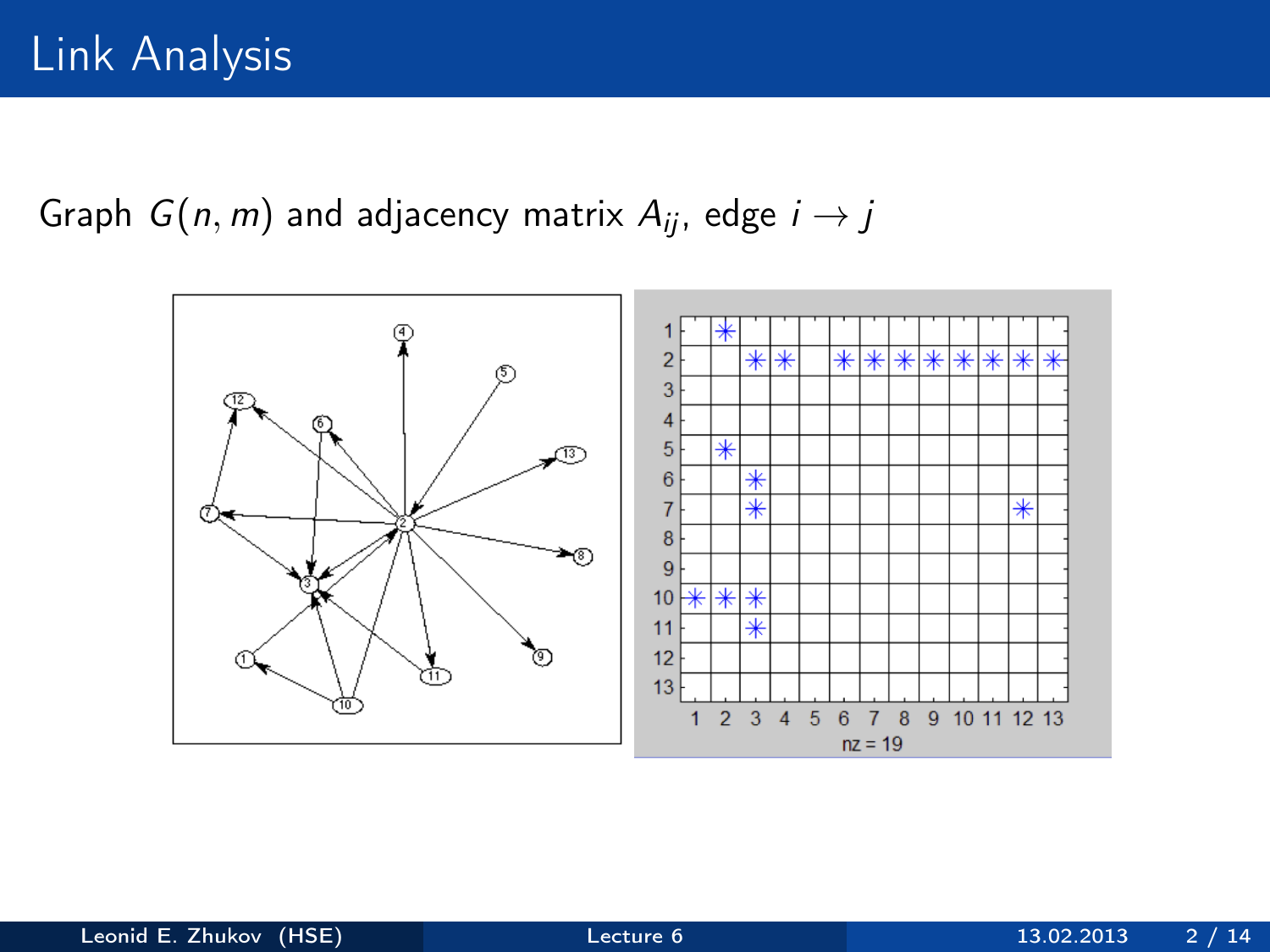# Link Analysis

Graph $G(n, m)$ and adjacency matrix $A_{ij}$, edge $i \rightarrow j$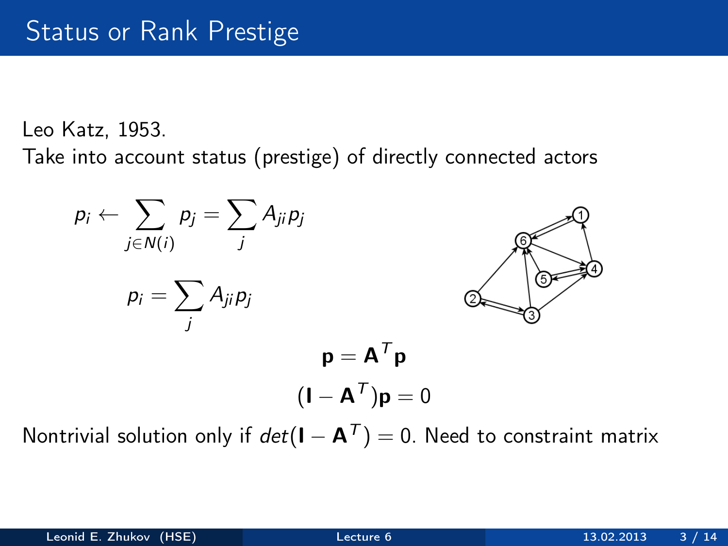# Status or Rank Prestige

Leo Katz, 1953.

Take into account status (prestige) of directly connected actors

$$p_i \leftarrow \sum_{j \in N(i)} p_j = \sum_j A_{ji} p_j$$

$$p_i = \sum_j A_{ji} p_j$$

$$\mathbf{p} = \mathbf{A}^T \mathbf{p}$$

$$(\mathbf{I} - \mathbf{A}^T)\mathbf{p} = 0$$

Nontrivial solution only if $det(\mathbf{I} - \mathbf{A}^T) = 0$. Need to constraint matrix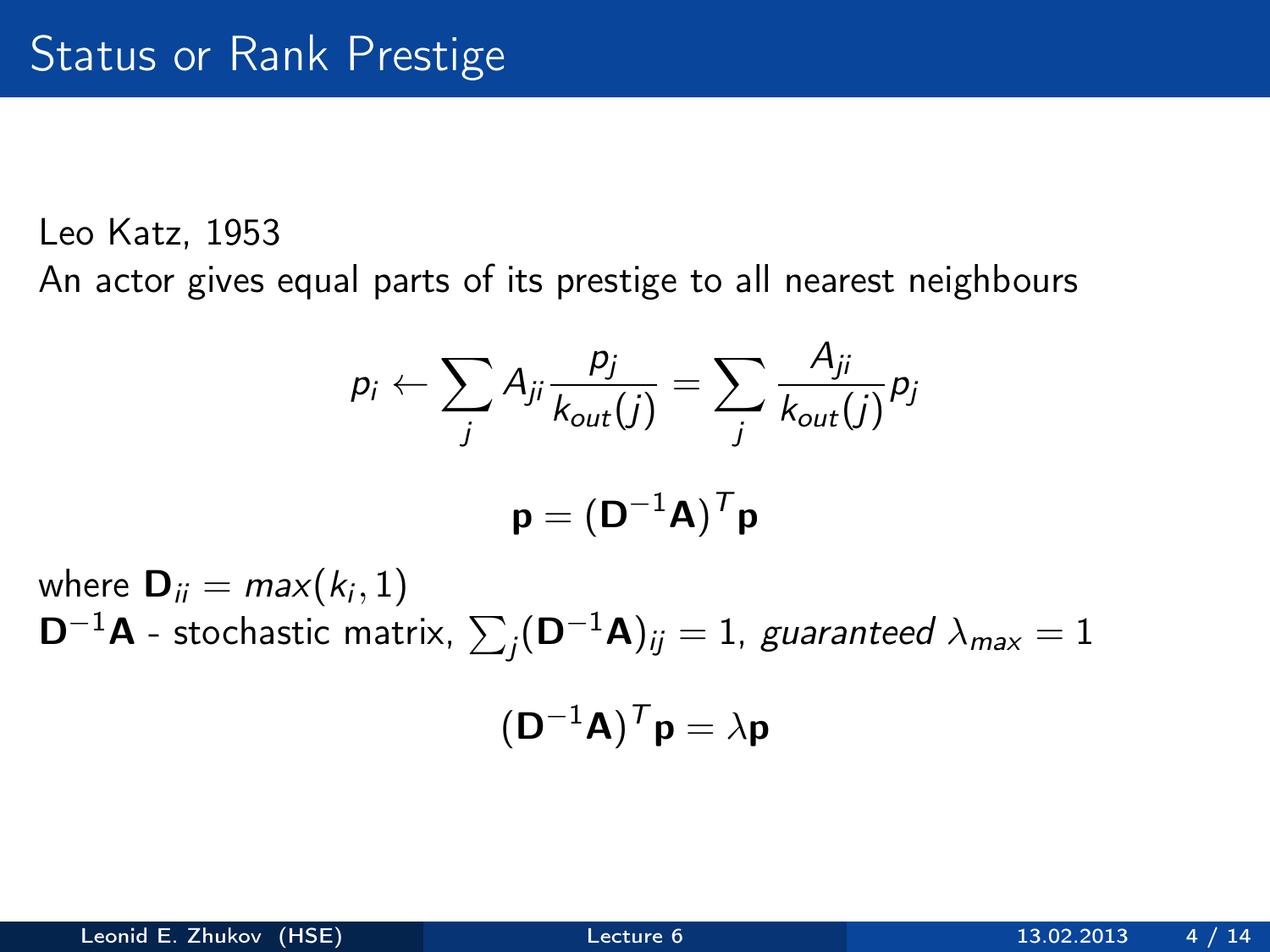# Status or Rank Prestige

Leo Katz, 1953

An actor gives equal parts of its prestige to all nearest neighbours

$$p_i \leftarrow \sum_j A_{ji} \frac{p_j}{k_{out}(j)} = \sum_j \frac{A_{ji}}{k_{out}(j)} p_j$$

$$\mathbf{p} = (\mathbf{D}^{-1}\mathbf{A})^T \mathbf{p}$$

where $\mathbf{D}_{ii} = max(k_i, 1)$

$\mathbf{D}^{-1}\mathbf{A}$ - stochastic matrix, $\sum_j (\mathbf{D}^{-1}\mathbf{A})_{ij} = 1$, *guaranteed* $\lambda_{max} = 1$

$$(\mathbf{D}^{-1}\mathbf{A})^T \mathbf{p} = \lambda \mathbf{p}$$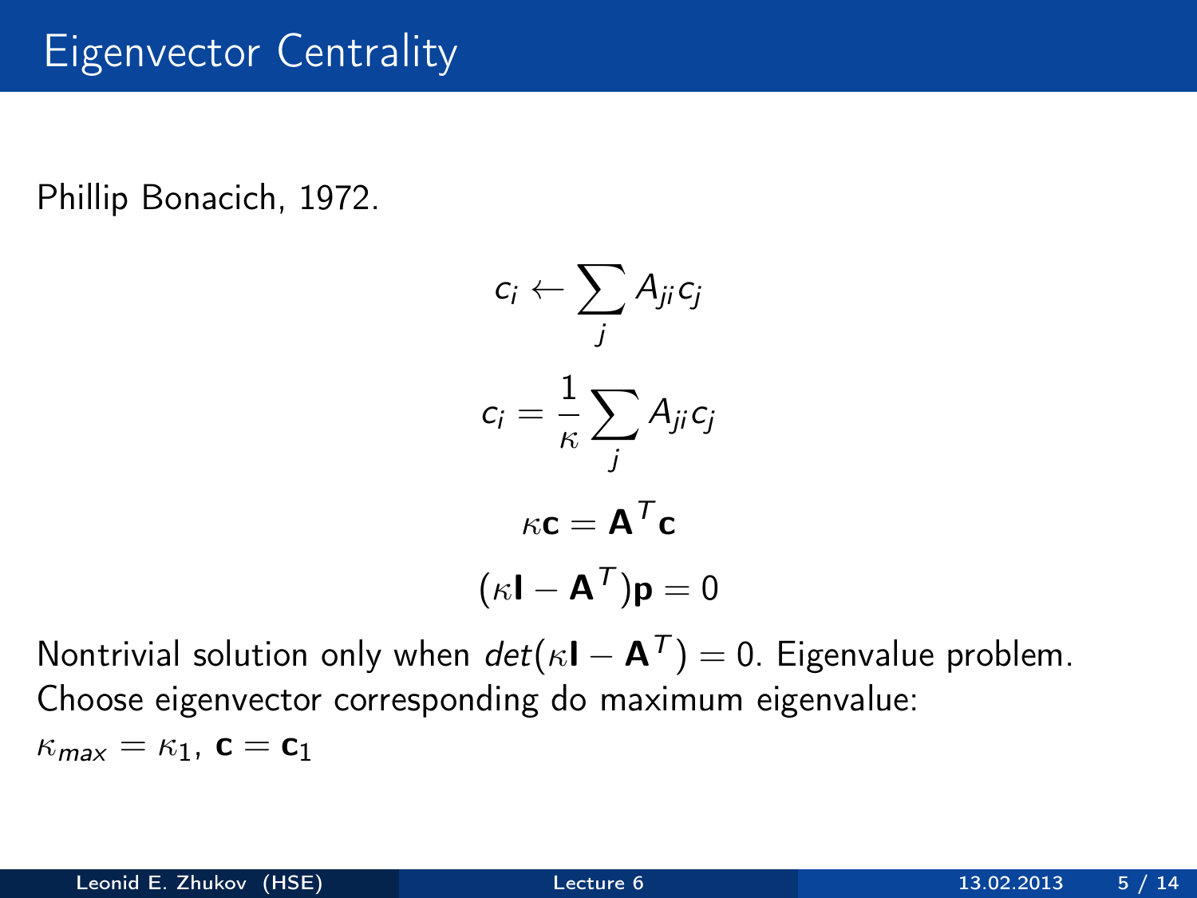# Eigenvector Centrality

Phillip Bonacich, 1972.

$$c_i \leftarrow \sum_j A_{ji} c_j$$

$$c_i = \frac{1}{\kappa} \sum_j A_{ji} c_j$$

$$\kappa \mathbf{c} = \mathbf{A}^T \mathbf{c}$$

$$(\kappa \mathbf{I} - \mathbf{A}^T)\mathbf{p} = 0$$

Nontrivial solution only when $det(\kappa \mathbf{I} - \mathbf{A}^T) = 0$. Eigenvalue problem. Choose eigenvector corresponding do maximum eigenvalue:

$\kappa_{max} = \kappa_1$, $\mathbf{c} = \mathbf{c}_1$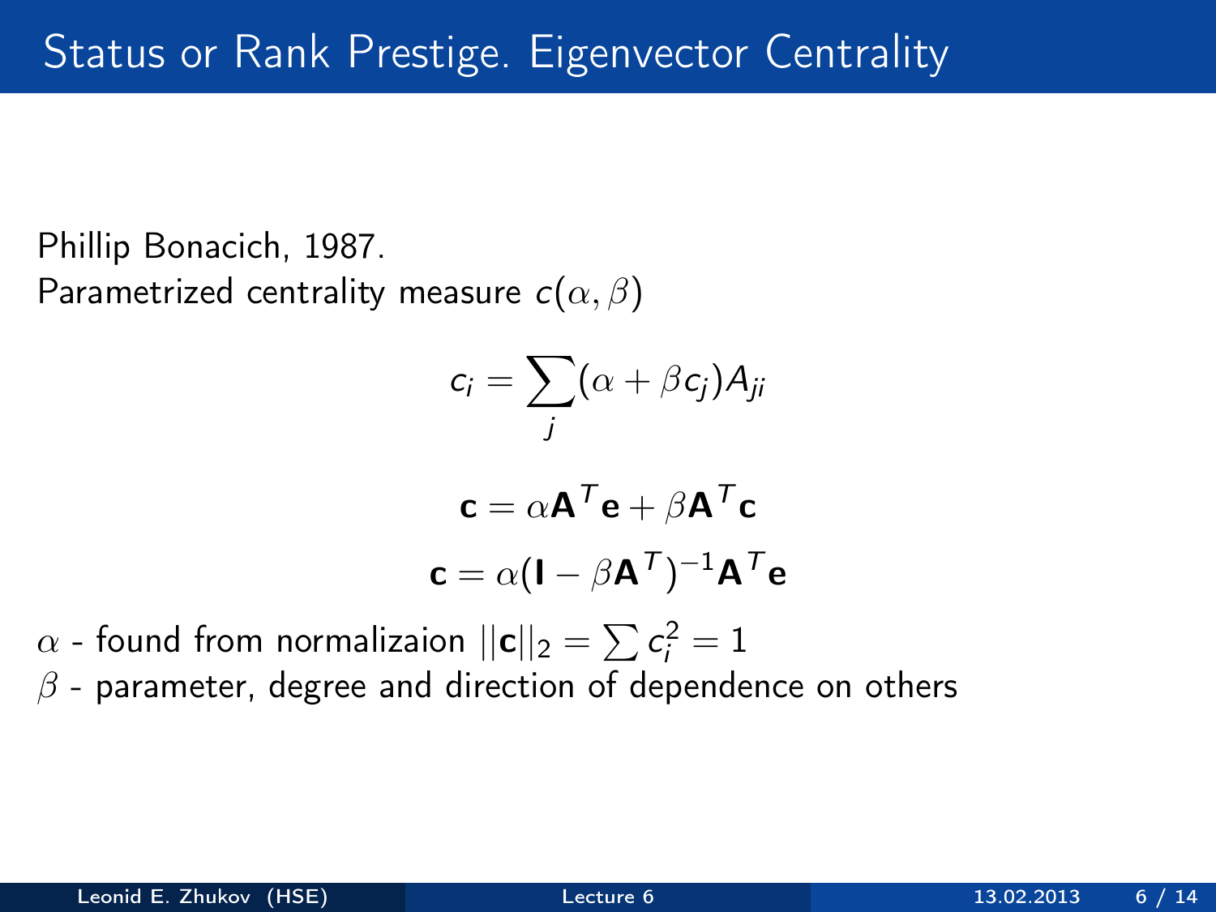# Status or Rank Prestige. Eigenvector Centrality

Phillip Bonacich, 1987.

Parametrized centrality measure $c(\alpha, \beta)$

$$c_i = \sum_j (\alpha + \beta c_j) A_{ji}$$

$$\mathbf{c} = \alpha \mathbf{A}^T \mathbf{e} + \beta \mathbf{A}^T \mathbf{c}$$

$$\mathbf{c} = \alpha (\mathbf{I} - \beta \mathbf{A}^T)^{-1} \mathbf{A}^T \mathbf{e}$$

$\alpha$ - found from normalizaion $||\mathbf{c}||_2 = \sum c_i^2 = 1$

$\beta$ - parameter, degree and direction of dependence on others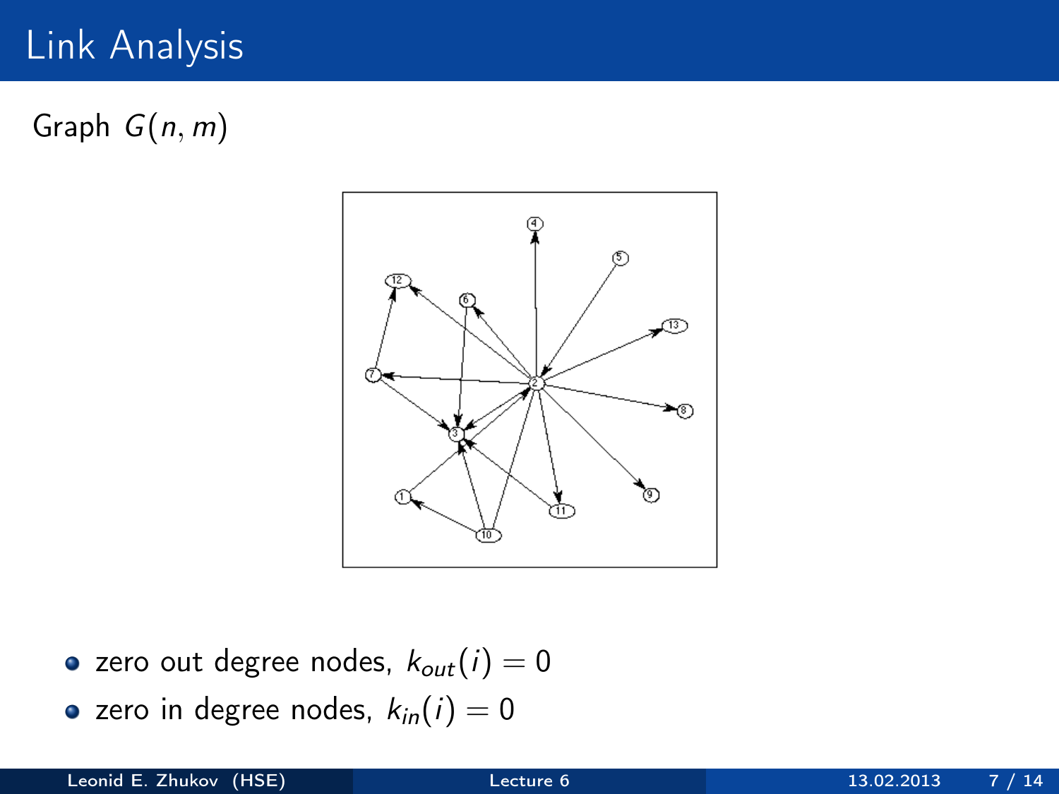# Link Analysis

Graph $G(n, m)$

- zero out degree nodes, $k_{out}(i) = 0$
- zero in degree nodes, $k_{in}(i) = 0$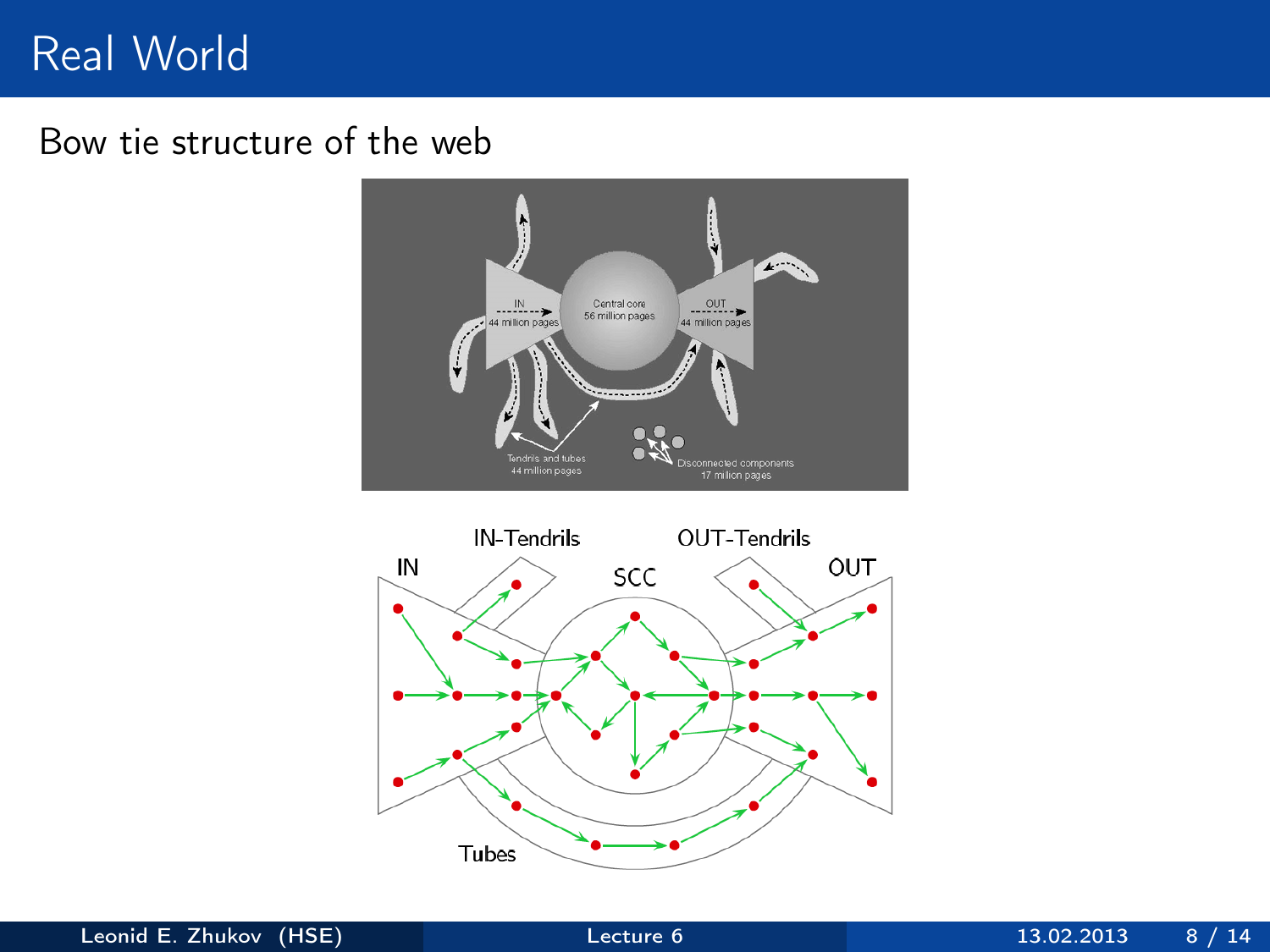# Real World

Bow tie structure of the web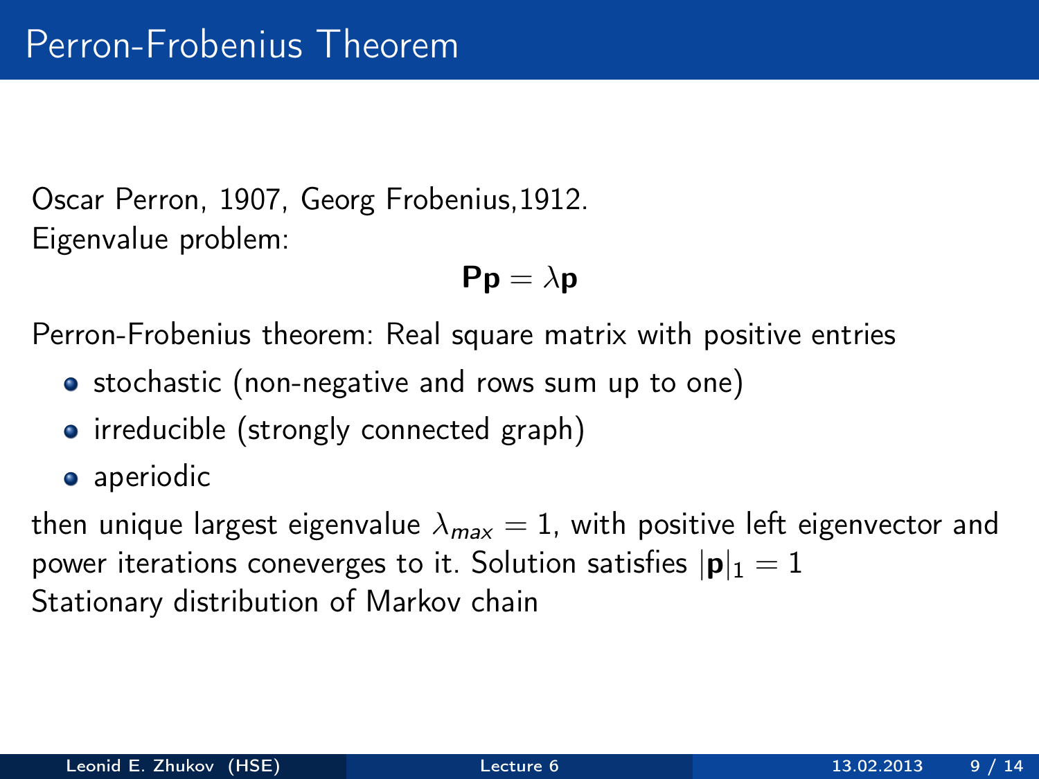# Perron-Frobenius Theorem

Oscar Perron, 1907, Georg Frobenius,1912.
Eigenvalue problem:

$$\mathbf{P}\mathbf{p} = \lambda \mathbf{p}$$

Perron-Frobenius theorem: Real square matrix with positive entries

- stochastic (non-negative and rows sum up to one)
- irreducible (strongly connected graph)
- aperiodic

then unique largest eigenvalue $\lambda_{max} = 1$, with positive left eigenvector and power iterations coneverges to it. Solution satisfies $|\mathbf{p}|_1 = 1$
Stationary distribution of Markov chain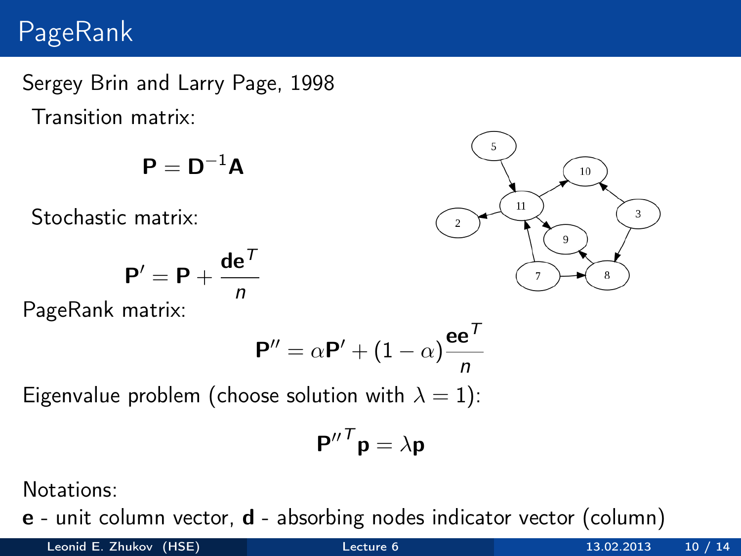# PageRank

Sergey Brin and Larry Page, 1998

Transition matrix:

$$\mathbf{P} = \mathbf{D}^{-1}\mathbf{A}$$

Stochastic matrix:

$$\mathbf{P}' = \mathbf{P} + \frac{\mathbf{d}\mathbf{e}^T}{n}$$

PageRank matrix:

$$\mathbf{P}'' = \alpha \mathbf{P}' + (1 - \alpha)\frac{\mathbf{e}\mathbf{e}^T}{n}$$

Eigenvalue problem (choose solution with $\lambda = 1$):

$${\mathbf{P}''}^T \mathbf{p} = \lambda \mathbf{p}$$

Notations:

**e** - unit column vector, **d** - absorbing nodes indicator vector (column)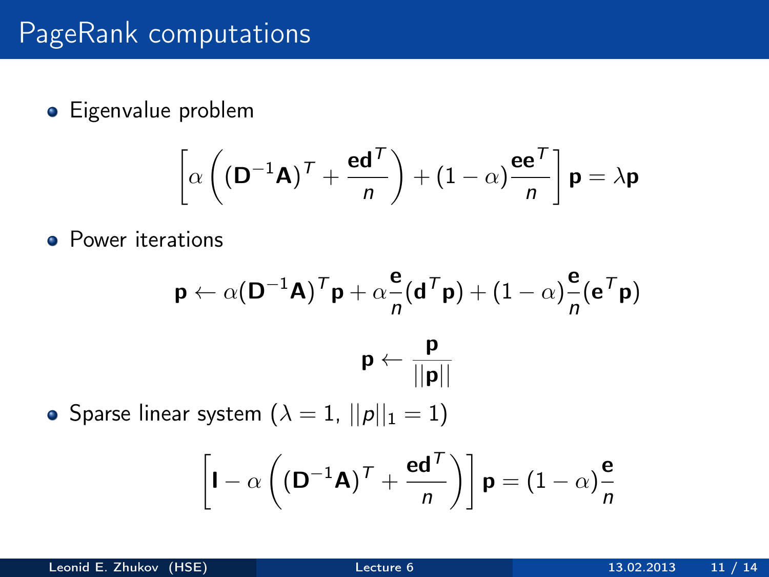# PageRank computations

- Eigenvalue problem

$$\left[\alpha\left((\mathbf{D}^{-1}\mathbf{A})^T + \frac{\mathbf{e}\mathbf{d}^T}{n}\right) + (1-\alpha)\frac{\mathbf{e}\mathbf{e}^T}{n}\right]\mathbf{p} = \lambda\mathbf{p}$$

- Power iterations

$$\mathbf{p} \leftarrow \alpha(\mathbf{D}^{-1}\mathbf{A})^T\mathbf{p} + \alpha\frac{\mathbf{e}}{n}(\mathbf{d}^T\mathbf{p}) + (1-\alpha)\frac{\mathbf{e}}{n}(\mathbf{e}^T\mathbf{p})$$

$$\mathbf{p} \leftarrow \frac{\mathbf{p}}{||\mathbf{p}||}$$

- Sparse linear system ($\lambda = 1$, $||p||_1 = 1$)

$$\left[\mathbf{I} - \alpha\left((\mathbf{D}^{-1}\mathbf{A})^T + \frac{\mathbf{e}\mathbf{d}^T}{n}\right)\right]\mathbf{p} = (1-\alpha)\frac{\mathbf{e}}{n}$$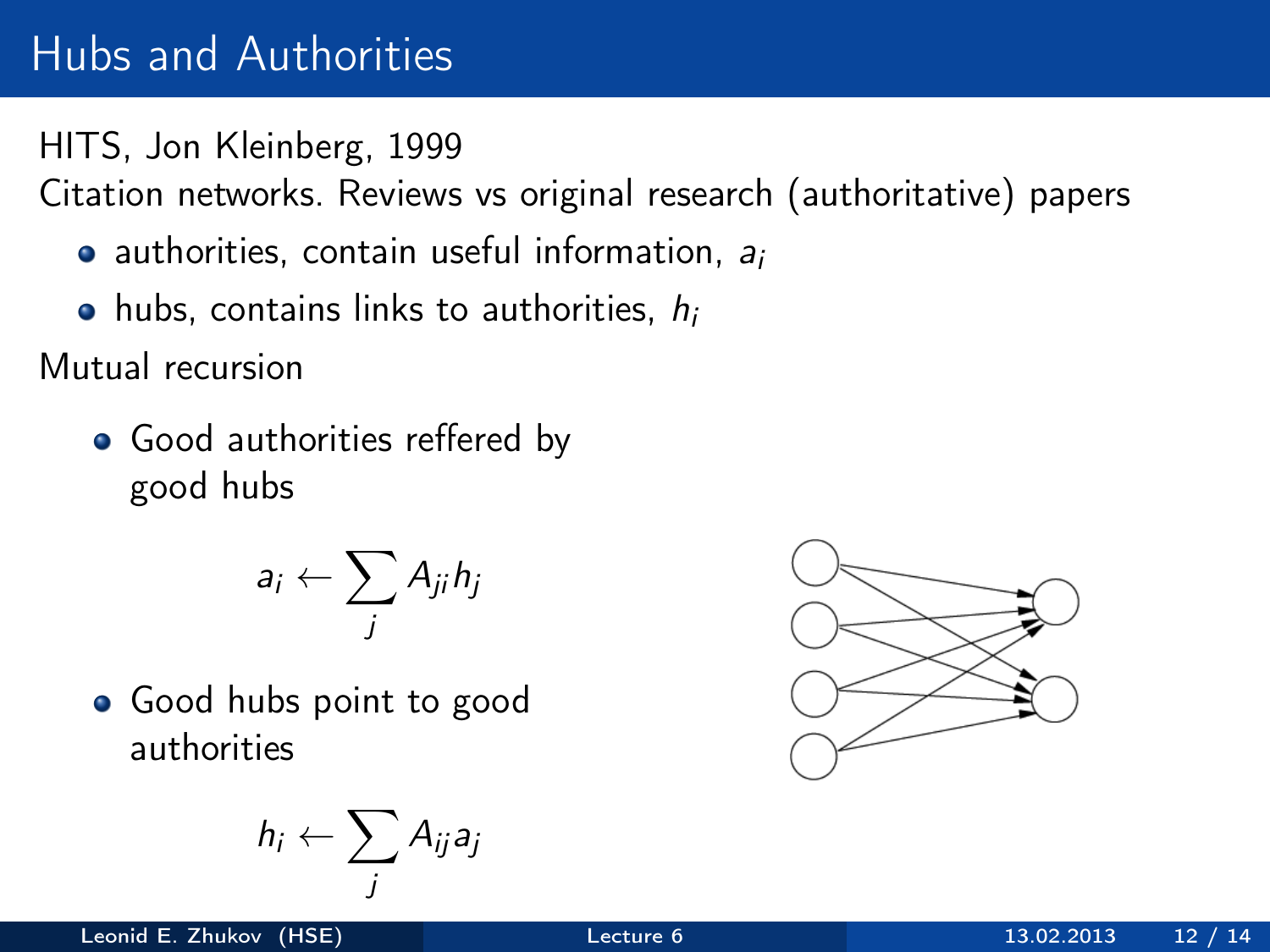# Hubs and Authorities

HITS, Jon Kleinberg, 1999

Citation networks. Reviews vs original research (authoritative) papers

- authorities, contain useful information, $a_i$
- hubs, contains links to authorities, $h_i$

Mutual recursion

- Good authorities reffered by good hubs

$$a_i \leftarrow \sum_j A_{ji} h_j$$

- Good hubs point to good authorities

$$h_i \leftarrow \sum_j A_{ij} a_j$$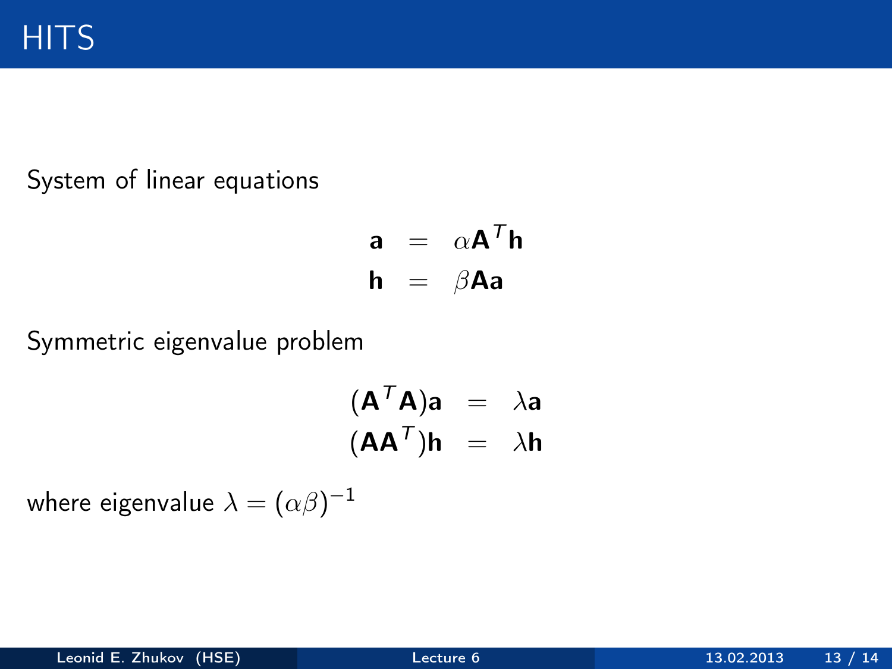# HITS

System of linear equations

$$
\begin{aligned}
\mathbf{a} &= \alpha \mathbf{A}^T \mathbf{h} \\
\mathbf{h} &= \beta \mathbf{A} \mathbf{a}
\end{aligned}
$$

Symmetric eigenvalue problem

$$
\begin{aligned}
(\mathbf{A}^T \mathbf{A}) \mathbf{a} &= \lambda \mathbf{a} \\
(\mathbf{A} \mathbf{A}^T) \mathbf{h} &= \lambda \mathbf{h}
\end{aligned}
$$

where eigenvalue $\lambda = (\alpha\beta)^{-1}$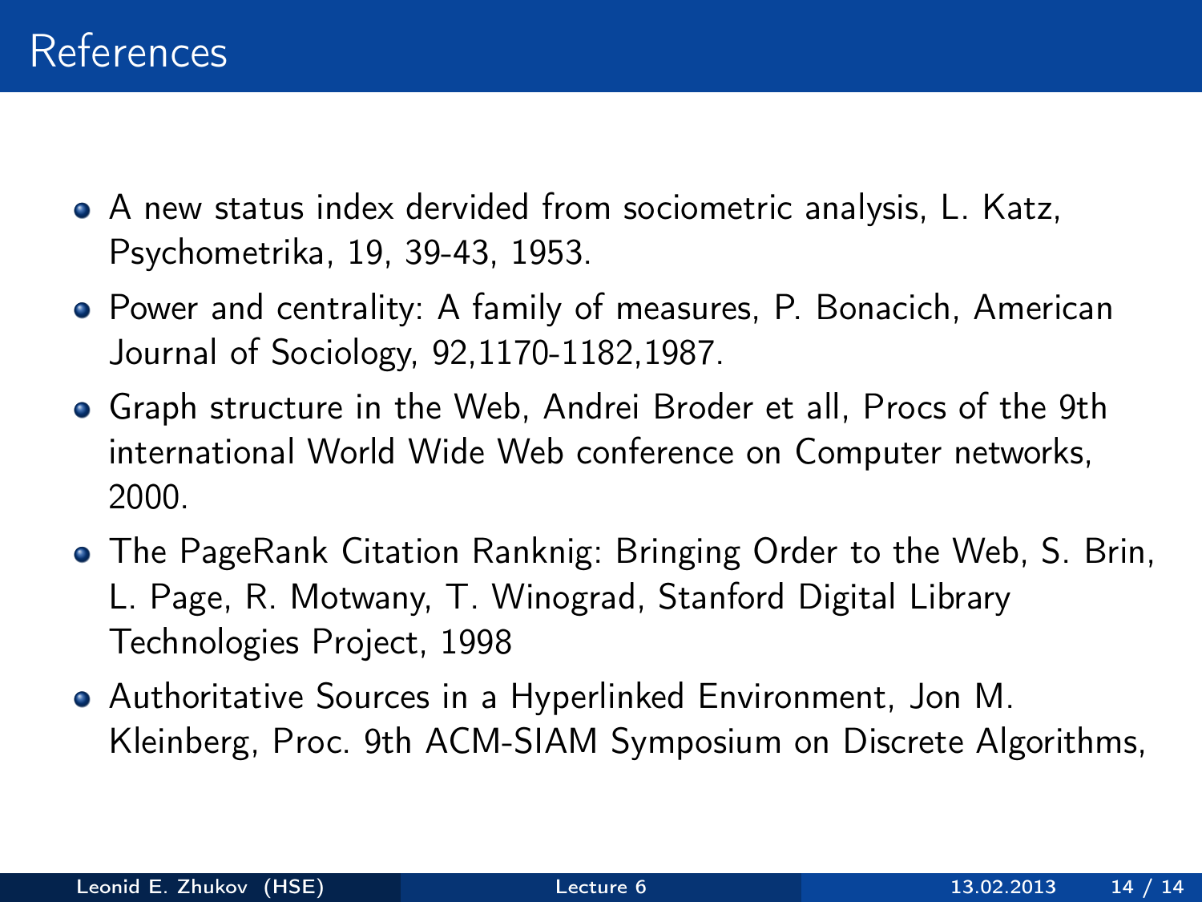# References

- A new status index dervided from sociometric analysis, L. Katz, Psychometrika, 19, 39-43, 1953.
- Power and centrality: A family of measures, P. Bonacich, American Journal of Sociology, 92,1170-1182,1987.
- Graph structure in the Web, Andrei Broder et all, Procs of the 9th international World Wide Web conference on Computer networks, 2000.
- The PageRank Citation Ranknig: Bringing Order to the Web, S. Brin, L. Page, R. Motwany, T. Winograd, Stanford Digital Library Technologies Project, 1998
- Authoritative Sources in a Hyperlinked Environment, Jon M. Kleinberg, Proc. 9th ACM-SIAM Symposium on Discrete Algorithms,